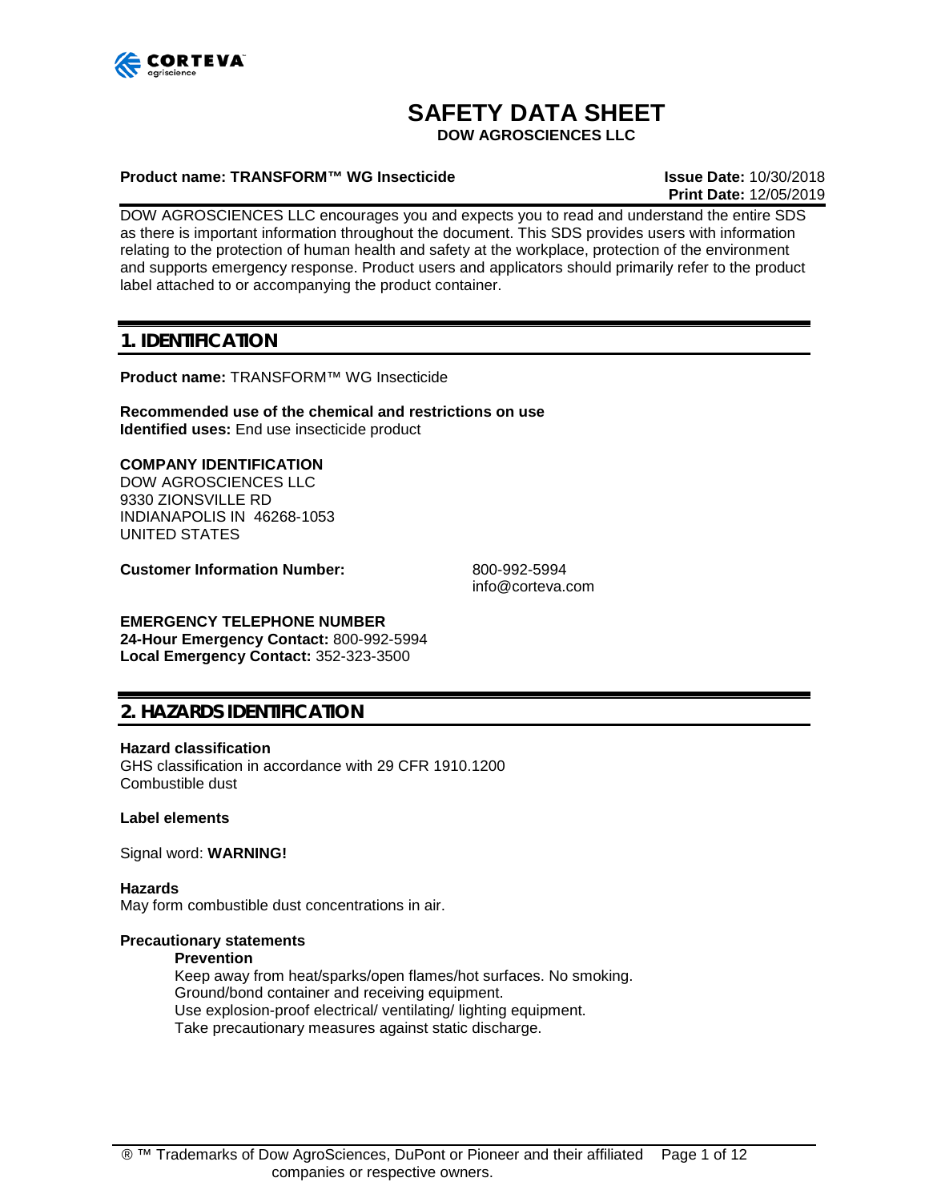# SAFETY DATA SHEET

**DOW AGROSCIENCES LLC**

**Product name: TRANSFORM™ WG Insecticide**

**Issue Date:** 10/30/2018
**Print Date:** 12/05/2019

DOW AGROSCIENCES LLC encourages you and expects you to read and understand the entire SDS as there is important information throughout the document. This SDS provides users with information relating to the protection of human health and safety at the workplace, protection of the environment and supports emergency response. Product users and applicators should primarily refer to the product label attached to or accompanying the product container.

## 1. IDENTIFICATION

**Product name:** TRANSFORM™ WG Insecticide

**Recommended use of the chemical and restrictions on use**
**Identified uses:** End use insecticide product

**COMPANY IDENTIFICATION**
DOW AGROSCIENCES LLC
9330 ZIONSVILLE RD
INDIANAPOLIS IN 46268-1053
UNITED STATES

**Customer Information Number:** 800-992-5994
info@corteva.com

**EMERGENCY TELEPHONE NUMBER**
**24-Hour Emergency Contact:** 800-992-5994
**Local Emergency Contact:** 352-323-3500

## 2. HAZARDS IDENTIFICATION

**Hazard classification**
GHS classification in accordance with 29 CFR 1910.1200
Combustible dust

**Label elements**

Signal word: **WARNING!**

**Hazards**
May form combustible dust concentrations in air.

**Precautionary statements**

**Prevention**
Keep away from heat/sparks/open flames/hot surfaces. No smoking.
Ground/bond container and receiving equipment.
Use explosion-proof electrical/ ventilating/ lighting equipment.
Take precautionary measures against static discharge.

® ™ Trademarks of Dow AgroSciences, DuPont or Pioneer and their affiliated companies or respective owners.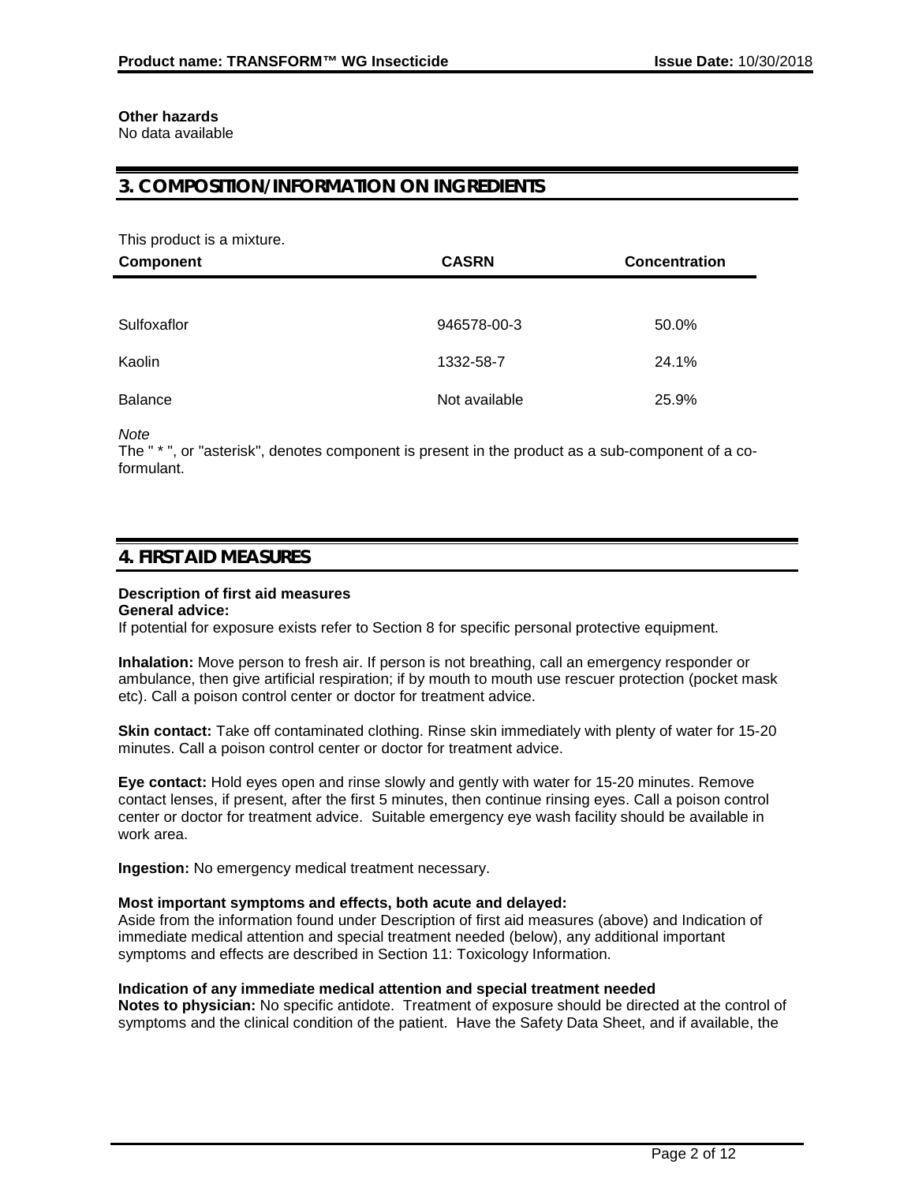**Other hazards**
No data available

## 3. COMPOSITION/INFORMATION ON INGREDIENTS

This product is a mixture.

| Component | CASRN | Concentration |
|---|---|---|
| Sulfoxaflor | 946578-00-3 | 50.0% |
| Kaolin | 1332-58-7 | 24.1% |
| Balance | Not available | 25.9% |

*Note*
The " * ", or "asterisk", denotes component is present in the product as a sub-component of a co-formulant.

## 4. FIRST AID MEASURES

**Description of first aid measures**
**General advice:**
If potential for exposure exists refer to Section 8 for specific personal protective equipment.

**Inhalation:** Move person to fresh air. If person is not breathing, call an emergency responder or ambulance, then give artificial respiration; if by mouth to mouth use rescuer protection (pocket mask etc). Call a poison control center or doctor for treatment advice.

**Skin contact:** Take off contaminated clothing. Rinse skin immediately with plenty of water for 15-20 minutes. Call a poison control center or doctor for treatment advice.

**Eye contact:** Hold eyes open and rinse slowly and gently with water for 15-20 minutes. Remove contact lenses, if present, after the first 5 minutes, then continue rinsing eyes. Call a poison control center or doctor for treatment advice. Suitable emergency eye wash facility should be available in work area.

**Ingestion:** No emergency medical treatment necessary.

**Most important symptoms and effects, both acute and delayed:**
Aside from the information found under Description of first aid measures (above) and Indication of immediate medical attention and special treatment needed (below), any additional important symptoms and effects are described in Section 11: Toxicology Information.

**Indication of any immediate medical attention and special treatment needed**
**Notes to physician:** No specific antidote. Treatment of exposure should be directed at the control of symptoms and the clinical condition of the patient. Have the Safety Data Sheet, and if available, the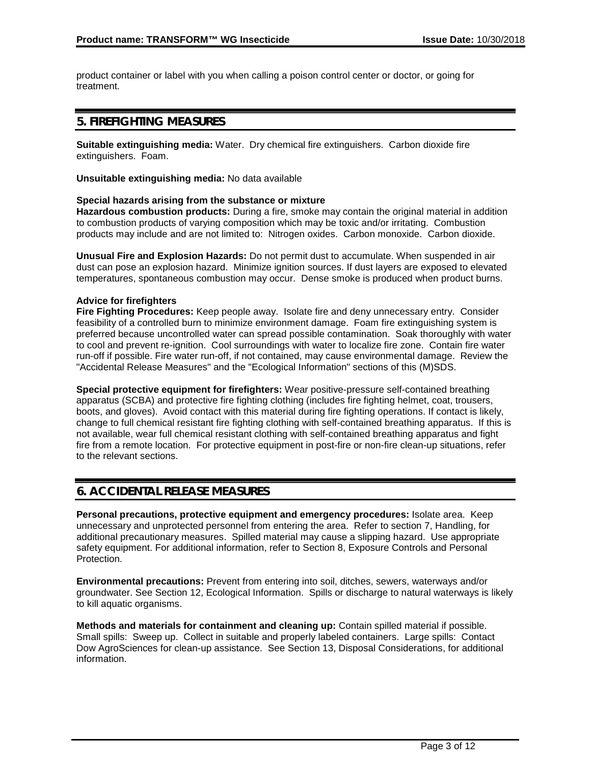product container or label with you when calling a poison control center or doctor, or going for treatment.

## 5. FIREFIGHTING MEASURES

**Suitable extinguishing media:** Water. Dry chemical fire extinguishers. Carbon dioxide fire extinguishers. Foam.

**Unsuitable extinguishing media:** No data available

**Special hazards arising from the substance or mixture**

**Hazardous combustion products:** During a fire, smoke may contain the original material in addition to combustion products of varying composition which may be toxic and/or irritating. Combustion products may include and are not limited to: Nitrogen oxides. Carbon monoxide. Carbon dioxide.

**Unusual Fire and Explosion Hazards:** Do not permit dust to accumulate. When suspended in air dust can pose an explosion hazard. Minimize ignition sources. If dust layers are exposed to elevated temperatures, spontaneous combustion may occur. Dense smoke is produced when product burns.

**Advice for firefighters**

**Fire Fighting Procedures:** Keep people away. Isolate fire and deny unnecessary entry. Consider feasibility of a controlled burn to minimize environment damage. Foam fire extinguishing system is preferred because uncontrolled water can spread possible contamination. Soak thoroughly with water to cool and prevent re-ignition. Cool surroundings with water to localize fire zone. Contain fire water run-off if possible. Fire water run-off, if not contained, may cause environmental damage. Review the "Accidental Release Measures" and the "Ecological Information" sections of this (M)SDS.

**Special protective equipment for firefighters:** Wear positive-pressure self-contained breathing apparatus (SCBA) and protective fire fighting clothing (includes fire fighting helmet, coat, trousers, boots, and gloves). Avoid contact with this material during fire fighting operations. If contact is likely, change to full chemical resistant fire fighting clothing with self-contained breathing apparatus. If this is not available, wear full chemical resistant clothing with self-contained breathing apparatus and fight fire from a remote location. For protective equipment in post-fire or non-fire clean-up situations, refer to the relevant sections.

## 6. ACCIDENTAL RELEASE MEASURES

**Personal precautions, protective equipment and emergency procedures:** Isolate area. Keep unnecessary and unprotected personnel from entering the area. Refer to section 7, Handling, for additional precautionary measures. Spilled material may cause a slipping hazard. Use appropriate safety equipment. For additional information, refer to Section 8, Exposure Controls and Personal Protection.

**Environmental precautions:** Prevent from entering into soil, ditches, sewers, waterways and/or groundwater. See Section 12, Ecological Information. Spills or discharge to natural waterways is likely to kill aquatic organisms.

**Methods and materials for containment and cleaning up:** Contain spilled material if possible. Small spills: Sweep up. Collect in suitable and properly labeled containers. Large spills: Contact Dow AgroSciences for clean-up assistance. See Section 13, Disposal Considerations, for additional information.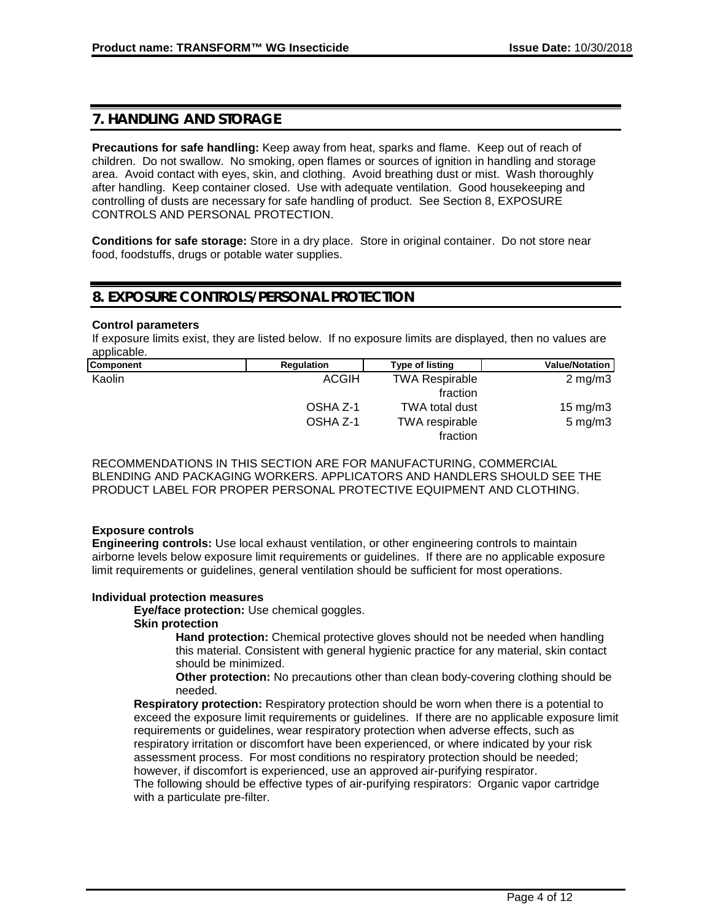## 7. HANDLING AND STORAGE

**Precautions for safe handling:** Keep away from heat, sparks and flame. Keep out of reach of children. Do not swallow. No smoking, open flames or sources of ignition in handling and storage area. Avoid contact with eyes, skin, and clothing. Avoid breathing dust or mist. Wash thoroughly after handling. Keep container closed. Use with adequate ventilation. Good housekeeping and controlling of dusts are necessary for safe handling of product. See Section 8, EXPOSURE CONTROLS AND PERSONAL PROTECTION.

**Conditions for safe storage:** Store in a dry place. Store in original container. Do not store near food, foodstuffs, drugs or potable water supplies.

## 8. EXPOSURE CONTROLS/PERSONAL PROTECTION

**Control parameters**

If exposure limits exist, they are listed below. If no exposure limits are displayed, then no values are applicable.

| Component | Regulation | Type of listing | Value/Notation |
|---|---|---|---|
| Kaolin | ACGIH | TWA Respirable fraction | 2 mg/m3 |
| | OSHA Z-1 | TWA total dust | 15 mg/m3 |
| | OSHA Z-1 | TWA respirable fraction | 5 mg/m3 |

RECOMMENDATIONS IN THIS SECTION ARE FOR MANUFACTURING, COMMERCIAL BLENDING AND PACKAGING WORKERS. APPLICATORS AND HANDLERS SHOULD SEE THE PRODUCT LABEL FOR PROPER PERSONAL PROTECTIVE EQUIPMENT AND CLOTHING.

**Exposure controls**

**Engineering controls:** Use local exhaust ventilation, or other engineering controls to maintain airborne levels below exposure limit requirements or guidelines. If there are no applicable exposure limit requirements or guidelines, general ventilation should be sufficient for most operations.

**Individual protection measures**

**Eye/face protection:** Use chemical goggles.

**Skin protection**

**Hand protection:** Chemical protective gloves should not be needed when handling this material. Consistent with general hygienic practice for any material, skin contact should be minimized.

**Other protection:** No precautions other than clean body-covering clothing should be needed.

**Respiratory protection:** Respiratory protection should be worn when there is a potential to exceed the exposure limit requirements or guidelines. If there are no applicable exposure limit requirements or guidelines, wear respiratory protection when adverse effects, such as respiratory irritation or discomfort have been experienced, or where indicated by your risk assessment process. For most conditions no respiratory protection should be needed; however, if discomfort is experienced, use an approved air-purifying respirator.

The following should be effective types of air-purifying respirators: Organic vapor cartridge with a particulate pre-filter.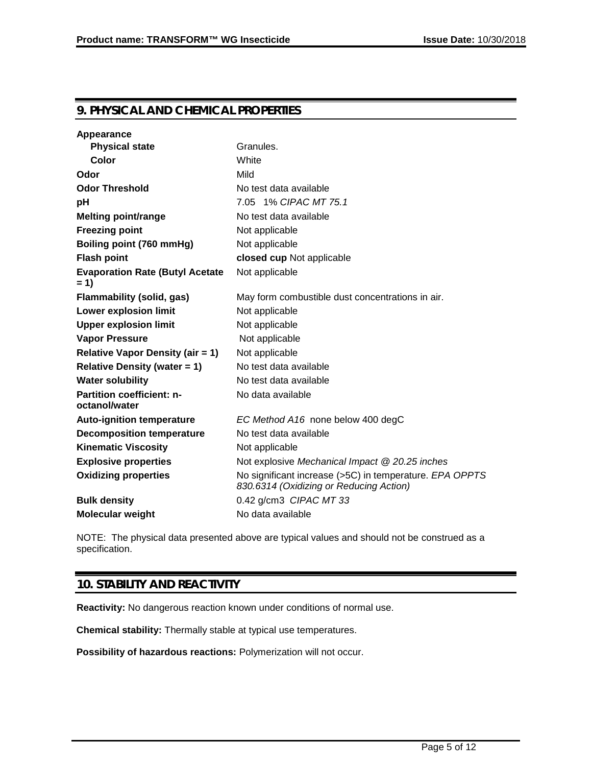## 9. PHYSICAL AND CHEMICAL PROPERTIES

| Property | Value |
|---|---|
| **Appearance** | |
| **Physical state** | Granules. |
| **Color** | White |
| **Odor** | Mild |
| **Odor Threshold** | No test data available |
| **pH** | 7.05 1% *CIPAC MT 75.1* |
| **Melting point/range** | No test data available |
| **Freezing point** | Not applicable |
| **Boiling point (760 mmHg)** | Not applicable |
| **Flash point** | **closed cup** Not applicable |
| **Evaporation Rate (Butyl Acetate = 1)** | Not applicable |
| **Flammability (solid, gas)** | May form combustible dust concentrations in air. |
| **Lower explosion limit** | Not applicable |
| **Upper explosion limit** | Not applicable |
| **Vapor Pressure** | Not applicable |
| **Relative Vapor Density (air = 1)** | Not applicable |
| **Relative Density (water = 1)** | No test data available |
| **Water solubility** | No test data available |
| **Partition coefficient: n-octanol/water** | No data available |
| **Auto-ignition temperature** | *EC Method A16* none below 400 degC |
| **Decomposition temperature** | No test data available |
| **Kinematic Viscosity** | Not applicable |
| **Explosive properties** | Not explosive *Mechanical Impact @ 20.25 inches* |
| **Oxidizing properties** | No significant increase (>5C) in temperature. *EPA OPPTS 830.6314 (Oxidizing or Reducing Action)* |
| **Bulk density** | 0.42 g/cm3 *CIPAC MT 33* |
| **Molecular weight** | No data available |

NOTE: The physical data presented above are typical values and should not be construed as a specification.

## 10. STABILITY AND REACTIVITY

**Reactivity:** No dangerous reaction known under conditions of normal use.

**Chemical stability:** Thermally stable at typical use temperatures.

**Possibility of hazardous reactions:** Polymerization will not occur.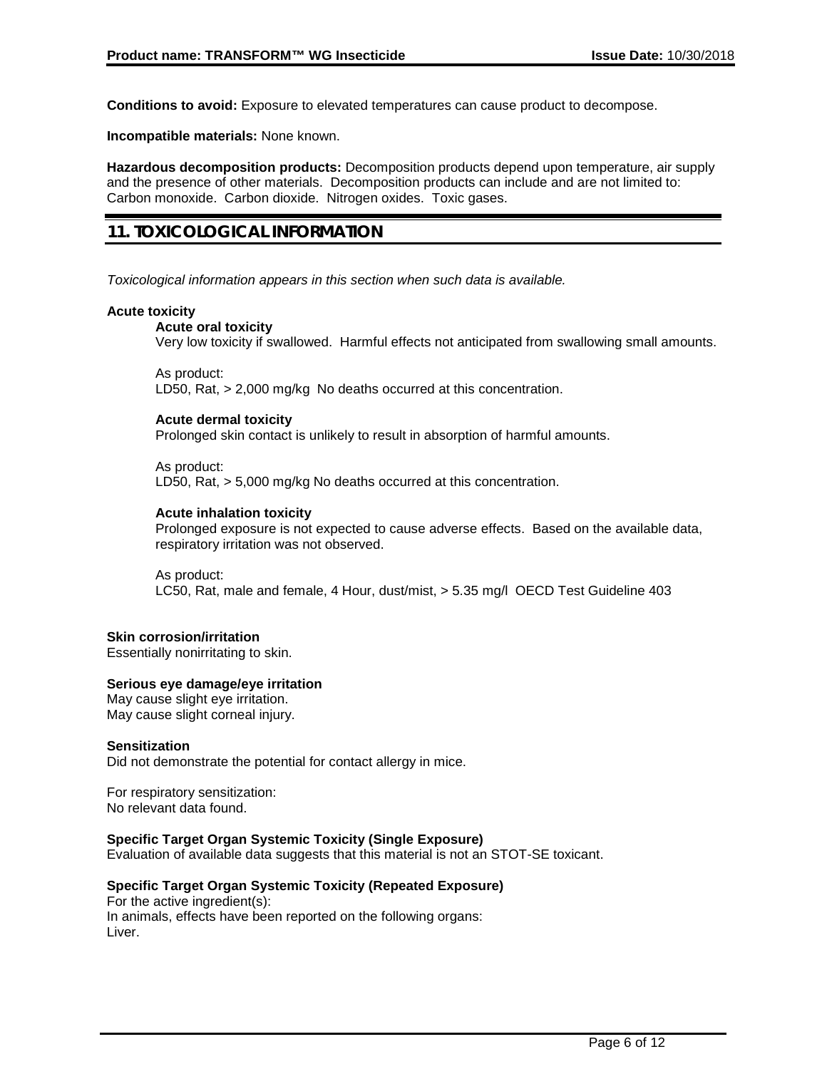**Conditions to avoid:** Exposure to elevated temperatures can cause product to decompose.

**Incompatible materials:** None known.

**Hazardous decomposition products:** Decomposition products depend upon temperature, air supply and the presence of other materials. Decomposition products can include and are not limited to: Carbon monoxide. Carbon dioxide. Nitrogen oxides. Toxic gases.

## 11. TOXICOLOGICAL INFORMATION

*Toxicological information appears in this section when such data is available.*

**Acute toxicity**

**Acute oral toxicity**

Very low toxicity if swallowed. Harmful effects not anticipated from swallowing small amounts.

As product:
LD50, Rat, > 2,000 mg/kg No deaths occurred at this concentration.

**Acute dermal toxicity**

Prolonged skin contact is unlikely to result in absorption of harmful amounts.

As product:
LD50, Rat, > 5,000 mg/kg No deaths occurred at this concentration.

**Acute inhalation toxicity**

Prolonged exposure is not expected to cause adverse effects. Based on the available data, respiratory irritation was not observed.

As product:
LC50, Rat, male and female, 4 Hour, dust/mist, > 5.35 mg/l OECD Test Guideline 403

**Skin corrosion/irritation**

Essentially nonirritating to skin.

**Serious eye damage/eye irritation**

May cause slight eye irritation.
May cause slight corneal injury.

**Sensitization**

Did not demonstrate the potential for contact allergy in mice.

For respiratory sensitization:
No relevant data found.

**Specific Target Organ Systemic Toxicity (Single Exposure)**

Evaluation of available data suggests that this material is not an STOT-SE toxicant.

**Specific Target Organ Systemic Toxicity (Repeated Exposure)**

For the active ingredient(s):
In animals, effects have been reported on the following organs:
Liver.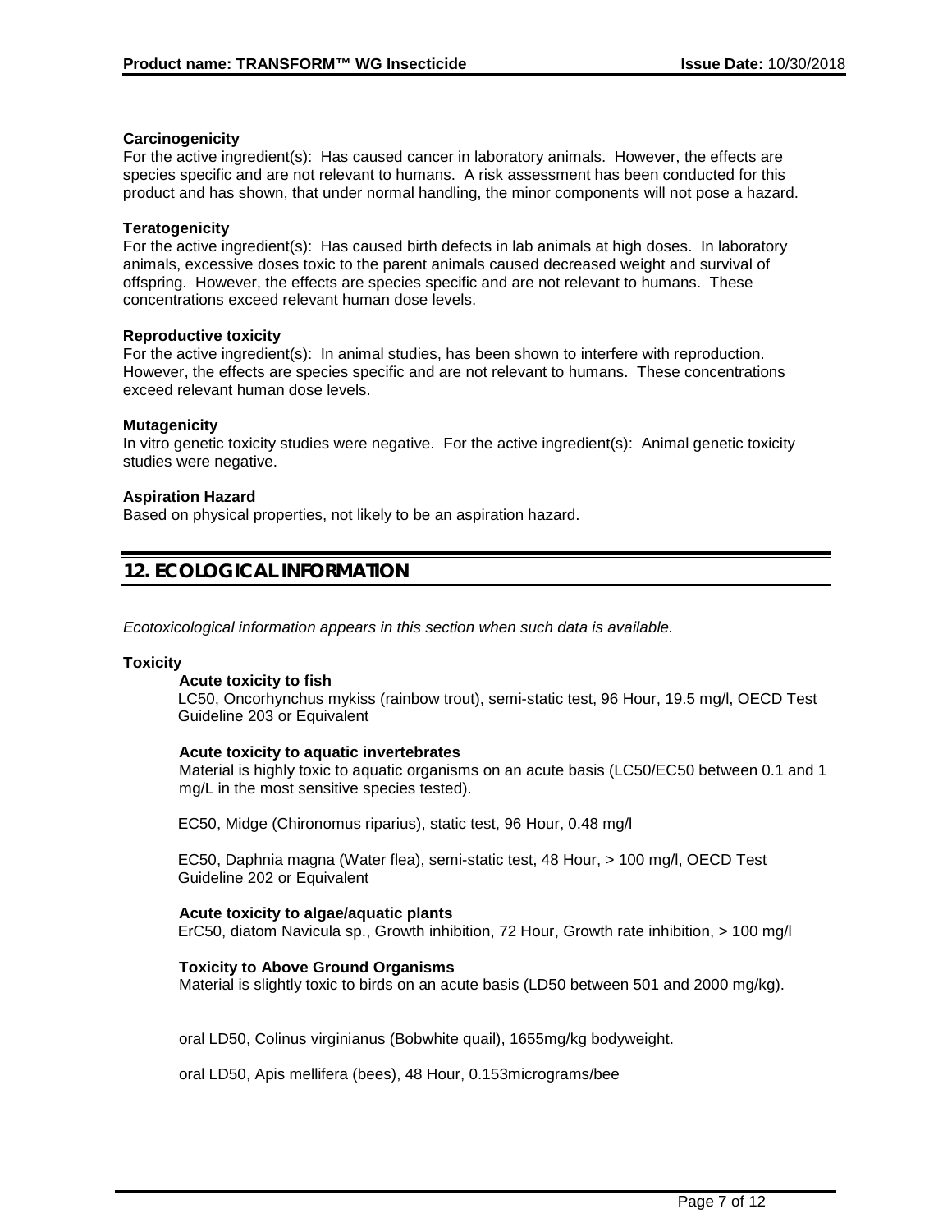**Carcinogenicity**
For the active ingredient(s): Has caused cancer in laboratory animals. However, the effects are species specific and are not relevant to humans. A risk assessment has been conducted for this product and has shown, that under normal handling, the minor components will not pose a hazard.

**Teratogenicity**
For the active ingredient(s): Has caused birth defects in lab animals at high doses. In laboratory animals, excessive doses toxic to the parent animals caused decreased weight and survival of offspring. However, the effects are species specific and are not relevant to humans. These concentrations exceed relevant human dose levels.

**Reproductive toxicity**
For the active ingredient(s): In animal studies, has been shown to interfere with reproduction. However, the effects are species specific and are not relevant to humans. These concentrations exceed relevant human dose levels.

**Mutagenicity**
In vitro genetic toxicity studies were negative. For the active ingredient(s): Animal genetic toxicity studies were negative.

**Aspiration Hazard**
Based on physical properties, not likely to be an aspiration hazard.

## 12. ECOLOGICAL INFORMATION

*Ecotoxicological information appears in this section when such data is available.*

**Toxicity**

**Acute toxicity to fish**
LC50, Oncorhynchus mykiss (rainbow trout), semi-static test, 96 Hour, 19.5 mg/l, OECD Test Guideline 203 or Equivalent

**Acute toxicity to aquatic invertebrates**
Material is highly toxic to aquatic organisms on an acute basis (LC50/EC50 between 0.1 and 1 mg/L in the most sensitive species tested).

EC50, Midge (Chironomus riparius), static test, 96 Hour, 0.48 mg/l

EC50, Daphnia magna (Water flea), semi-static test, 48 Hour, > 100 mg/l, OECD Test Guideline 202 or Equivalent

**Acute toxicity to algae/aquatic plants**
ErC50, diatom Navicula sp., Growth inhibition, 72 Hour, Growth rate inhibition, > 100 mg/l

**Toxicity to Above Ground Organisms**
Material is slightly toxic to birds on an acute basis (LD50 between 501 and 2000 mg/kg).

oral LD50, Colinus virginianus (Bobwhite quail), 1655mg/kg bodyweight.

oral LD50, Apis mellifera (bees), 48 Hour, 0.153micrograms/bee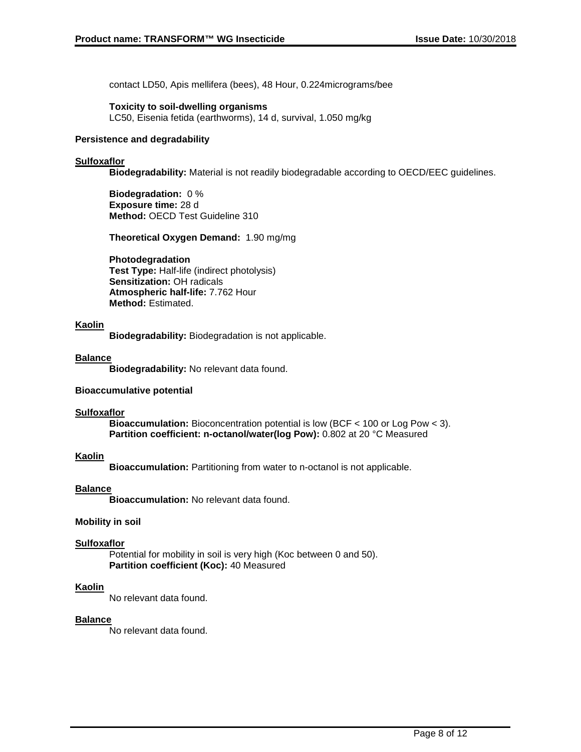contact LD50, Apis mellifera (bees), 48 Hour, 0.224micrograms/bee

**Toxicity to soil-dwelling organisms**
LC50, Eisenia fetida (earthworms), 14 d, survival, 1.050 mg/kg

**Persistence and degradability**

**Sulfoxaflor**

**Biodegradability:** Material is not readily biodegradable according to OECD/EEC guidelines.

**Biodegradation:** 0 %
**Exposure time:** 28 d
**Method:** OECD Test Guideline 310

**Theoretical Oxygen Demand:** 1.90 mg/mg

**Photodegradation**
**Test Type:** Half-life (indirect photolysis)
**Sensitization:** OH radicals
**Atmospheric half-life:** 7.762 Hour
**Method:** Estimated.

**Kaolin**

**Biodegradability:** Biodegradation is not applicable.

**Balance**

**Biodegradability:** No relevant data found.

**Bioaccumulative potential**

**Sulfoxaflor**

**Bioaccumulation:** Bioconcentration potential is low (BCF < 100 or Log Pow < 3).
**Partition coefficient: n-octanol/water(log Pow):** 0.802 at 20 °C Measured

**Kaolin**

**Bioaccumulation:** Partitioning from water to n-octanol is not applicable.

**Balance**

**Bioaccumulation:** No relevant data found.

**Mobility in soil**

**Sulfoxaflor**

Potential for mobility in soil is very high (Koc between 0 and 50).
**Partition coefficient (Koc):** 40 Measured

**Kaolin**

No relevant data found.

**Balance**

No relevant data found.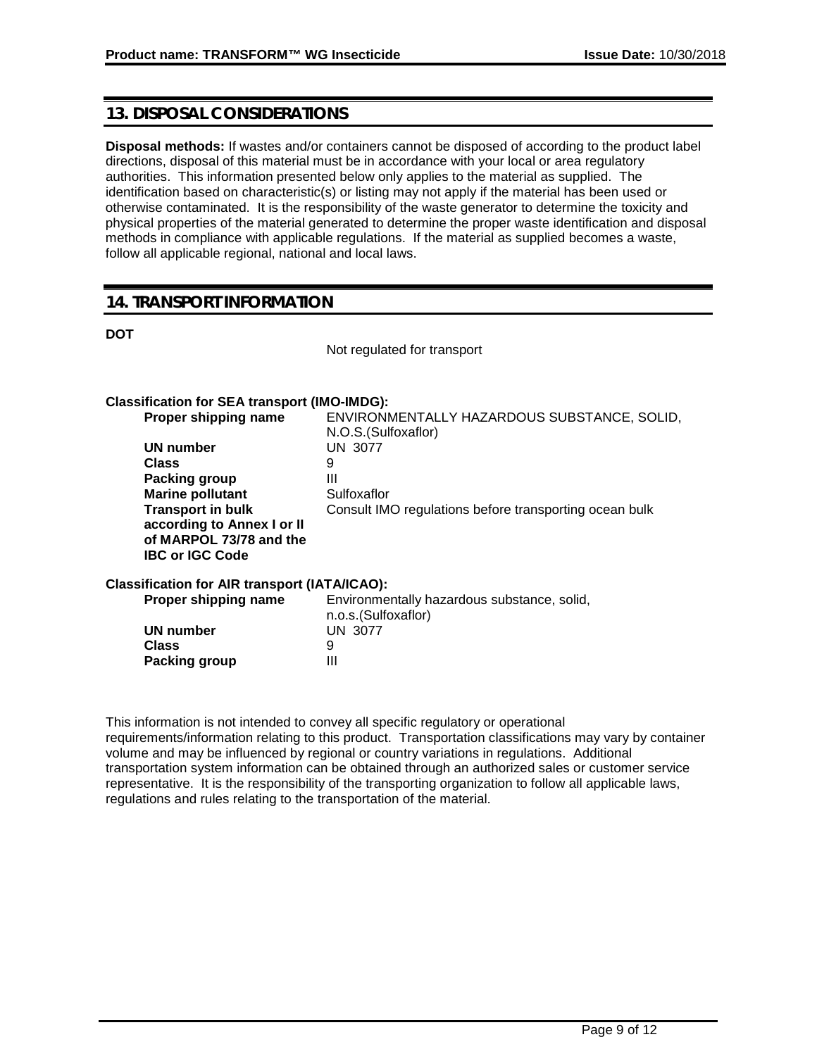## 13. DISPOSAL CONSIDERATIONS

**Disposal methods:** If wastes and/or containers cannot be disposed of according to the product label directions, disposal of this material must be in accordance with your local or area regulatory authorities. This information presented below only applies to the material as supplied. The identification based on characteristic(s) or listing may not apply if the material has been used or otherwise contaminated. It is the responsibility of the waste generator to determine the toxicity and physical properties of the material generated to determine the proper waste identification and disposal methods in compliance with applicable regulations. If the material as supplied becomes a waste, follow all applicable regional, national and local laws.

## 14. TRANSPORT INFORMATION

**DOT**

Not regulated for transport

**Classification for SEA transport (IMO-IMDG):**

| | |
|---|---|
| **Proper shipping name** | ENVIRONMENTALLY HAZARDOUS SUBSTANCE, SOLID, N.O.S.(Sulfoxaflor) |
| **UN number** | UN 3077 |
| **Class** | 9 |
| **Packing group** | III |
| **Marine pollutant** | Sulfoxaflor |
| **Transport in bulk according to Annex I or II of MARPOL 73/78 and the IBC or IGC Code** | Consult IMO regulations before transporting ocean bulk |

**Classification for AIR transport (IATA/ICAO):**

| | |
|---|---|
| **Proper shipping name** | Environmentally hazardous substance, solid, n.o.s.(Sulfoxaflor) |
| **UN number** | UN 3077 |
| **Class** | 9 |
| **Packing group** | III |

This information is not intended to convey all specific regulatory or operational requirements/information relating to this product. Transportation classifications may vary by container volume and may be influenced by regional or country variations in regulations. Additional transportation system information can be obtained through an authorized sales or customer service representative. It is the responsibility of the transporting organization to follow all applicable laws, regulations and rules relating to the transportation of the material.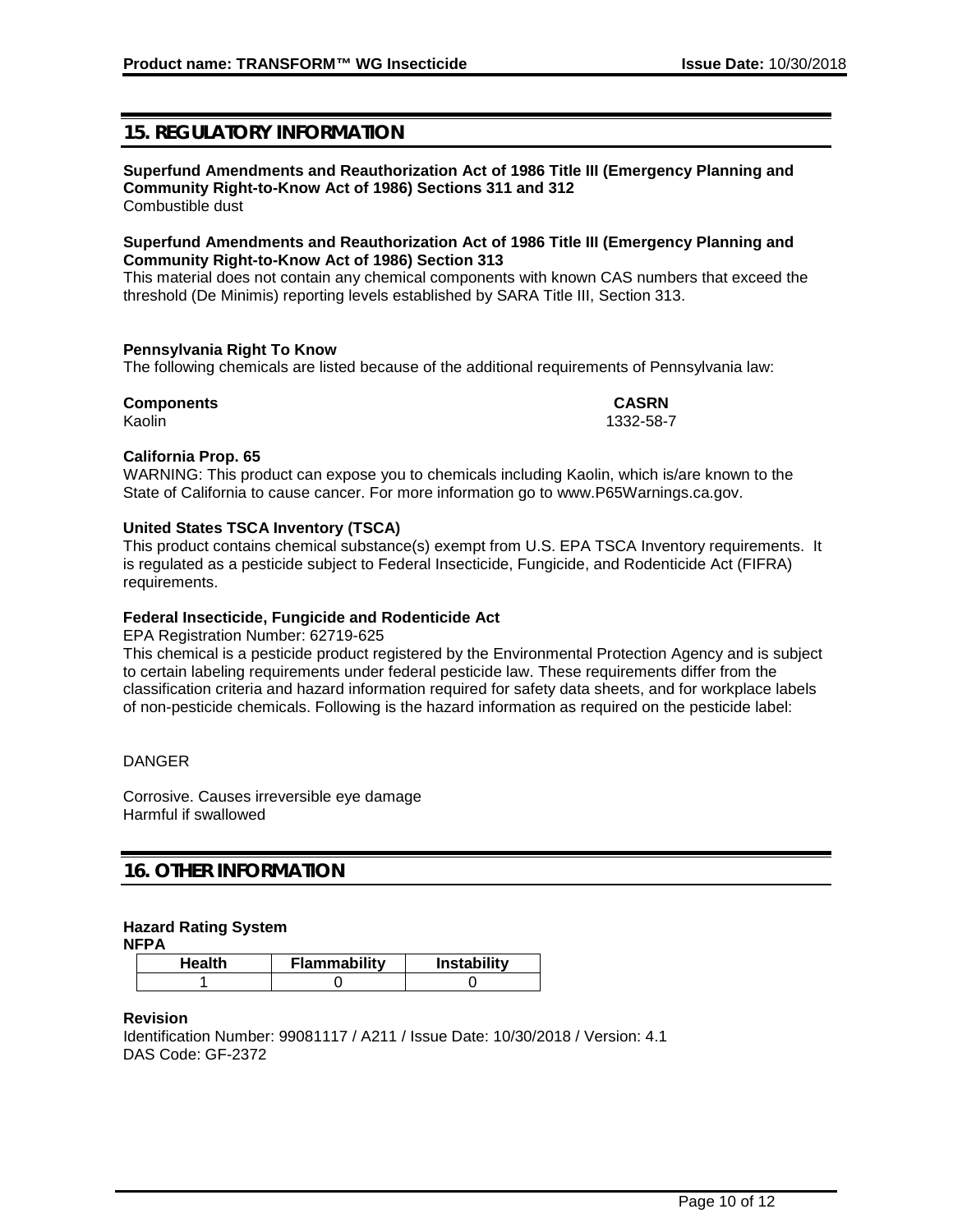## 15. REGULATORY INFORMATION

**Superfund Amendments and Reauthorization Act of 1986 Title III (Emergency Planning and Community Right-to-Know Act of 1986) Sections 311 and 312**
Combustible dust

**Superfund Amendments and Reauthorization Act of 1986 Title III (Emergency Planning and Community Right-to-Know Act of 1986) Section 313**
This material does not contain any chemical components with known CAS numbers that exceed the threshold (De Minimis) reporting levels established by SARA Title III, Section 313.

**Pennsylvania Right To Know**
The following chemicals are listed because of the additional requirements of Pennsylvania law:

| Components | CASRN |
|---|---|
| Kaolin | 1332-58-7 |

**California Prop. 65**
WARNING: This product can expose you to chemicals including Kaolin, which is/are known to the State of California to cause cancer. For more information go to www.P65Warnings.ca.gov.

**United States TSCA Inventory (TSCA)**
This product contains chemical substance(s) exempt from U.S. EPA TSCA Inventory requirements. It is regulated as a pesticide subject to Federal Insecticide, Fungicide, and Rodenticide Act (FIFRA) requirements.

**Federal Insecticide, Fungicide and Rodenticide Act**
EPA Registration Number: 62719-625
This chemical is a pesticide product registered by the Environmental Protection Agency and is subject to certain labeling requirements under federal pesticide law. These requirements differ from the classification criteria and hazard information required for safety data sheets, and for workplace labels of non-pesticide chemicals. Following is the hazard information as required on the pesticide label:

DANGER

Corrosive. Causes irreversible eye damage
Harmful if swallowed

## 16. OTHER INFORMATION

**Hazard Rating System**
**NFPA**

| Health | Flammability | Instability |
|---|---|---|
| 1 | 0 | 0 |

**Revision**
Identification Number: 99081117 / A211 / Issue Date: 10/30/2018 / Version: 4.1
DAS Code: GF-2372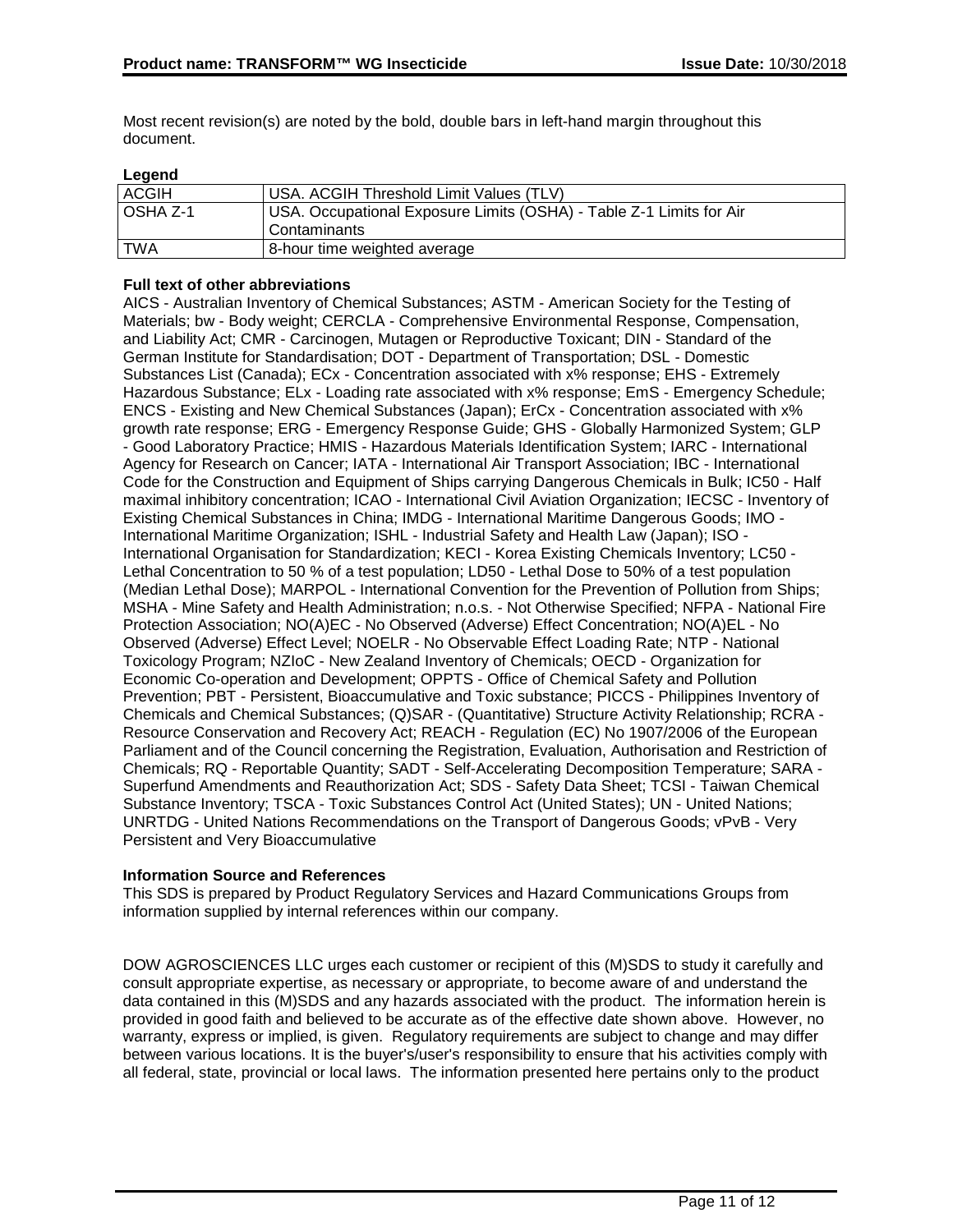Most recent revision(s) are noted by the bold, double bars in left-hand margin throughout this document.

**Legend**

| ACGIH | USA. ACGIH Threshold Limit Values (TLV) |
|---|---|
| OSHA Z-1 | USA. Occupational Exposure Limits (OSHA) - Table Z-1 Limits for Air Contaminants |
| TWA | 8-hour time weighted average |

**Full text of other abbreviations**

AICS - Australian Inventory of Chemical Substances; ASTM - American Society for the Testing of Materials; bw - Body weight; CERCLA - Comprehensive Environmental Response, Compensation, and Liability Act; CMR - Carcinogen, Mutagen or Reproductive Toxicant; DIN - Standard of the German Institute for Standardisation; DOT - Department of Transportation; DSL - Domestic Substances List (Canada); ECx - Concentration associated with x% response; EHS - Extremely Hazardous Substance; ELx - Loading rate associated with x% response; EmS - Emergency Schedule; ENCS - Existing and New Chemical Substances (Japan); ErCx - Concentration associated with x% growth rate response; ERG - Emergency Response Guide; GHS - Globally Harmonized System; GLP - Good Laboratory Practice; HMIS - Hazardous Materials Identification System; IARC - International Agency for Research on Cancer; IATA - International Air Transport Association; IBC - International Code for the Construction and Equipment of Ships carrying Dangerous Chemicals in Bulk; IC50 - Half maximal inhibitory concentration; ICAO - International Civil Aviation Organization; IECSC - Inventory of Existing Chemical Substances in China; IMDG - International Maritime Dangerous Goods; IMO - International Maritime Organization; ISHL - Industrial Safety and Health Law (Japan); ISO - International Organisation for Standardization; KECI - Korea Existing Chemicals Inventory; LC50 - Lethal Concentration to 50 % of a test population; LD50 - Lethal Dose to 50% of a test population (Median Lethal Dose); MARPOL - International Convention for the Prevention of Pollution from Ships; MSHA - Mine Safety and Health Administration; n.o.s. - Not Otherwise Specified; NFPA - National Fire Protection Association; NO(A)EC - No Observed (Adverse) Effect Concentration; NO(A)EL - No Observed (Adverse) Effect Level; NOELR - No Observable Effect Loading Rate; NTP - National Toxicology Program; NZIoC - New Zealand Inventory of Chemicals; OECD - Organization for Economic Co-operation and Development; OPPTS - Office of Chemical Safety and Pollution Prevention; PBT - Persistent, Bioaccumulative and Toxic substance; PICCS - Philippines Inventory of Chemicals and Chemical Substances; (Q)SAR - (Quantitative) Structure Activity Relationship; RCRA - Resource Conservation and Recovery Act; REACH - Regulation (EC) No 1907/2006 of the European Parliament and of the Council concerning the Registration, Evaluation, Authorisation and Restriction of Chemicals; RQ - Reportable Quantity; SADT - Self-Accelerating Decomposition Temperature; SARA - Superfund Amendments and Reauthorization Act; SDS - Safety Data Sheet; TCSI - Taiwan Chemical Substance Inventory; TSCA - Toxic Substances Control Act (United States); UN - United Nations; UNRTDG - United Nations Recommendations on the Transport of Dangerous Goods; vPvB - Very Persistent and Very Bioaccumulative

**Information Source and References**

This SDS is prepared by Product Regulatory Services and Hazard Communications Groups from information supplied by internal references within our company.

DOW AGROSCIENCES LLC urges each customer or recipient of this (M)SDS to study it carefully and consult appropriate expertise, as necessary or appropriate, to become aware of and understand the data contained in this (M)SDS and any hazards associated with the product. The information herein is provided in good faith and believed to be accurate as of the effective date shown above. However, no warranty, express or implied, is given. Regulatory requirements are subject to change and may differ between various locations. It is the buyer's/user's responsibility to ensure that his activities comply with all federal, state, provincial or local laws. The information presented here pertains only to the product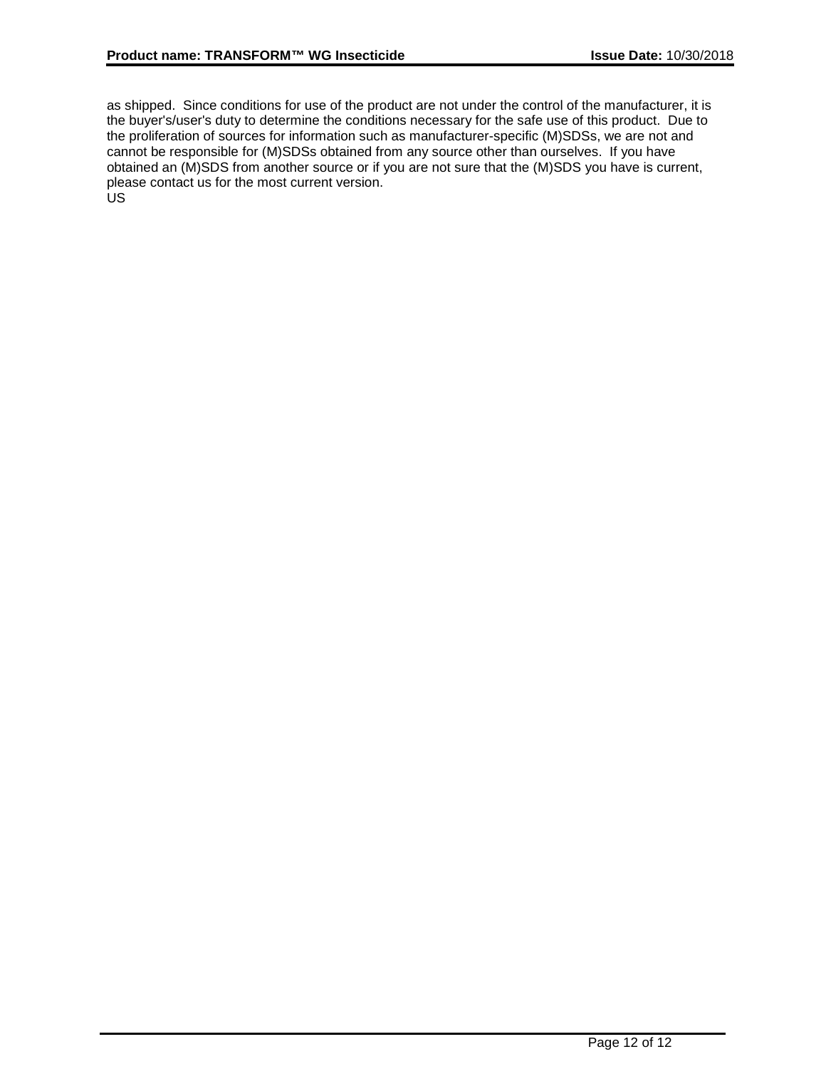as shipped. Since conditions for use of the product are not under the control of the manufacturer, it is the buyer's/user's duty to determine the conditions necessary for the safe use of this product. Due to the proliferation of sources for information such as manufacturer-specific (M)SDSs, we are not and cannot be responsible for (M)SDSs obtained from any source other than ourselves. If you have obtained an (M)SDS from another source or if you are not sure that the (M)SDS you have is current, please contact us for the most current version.
US